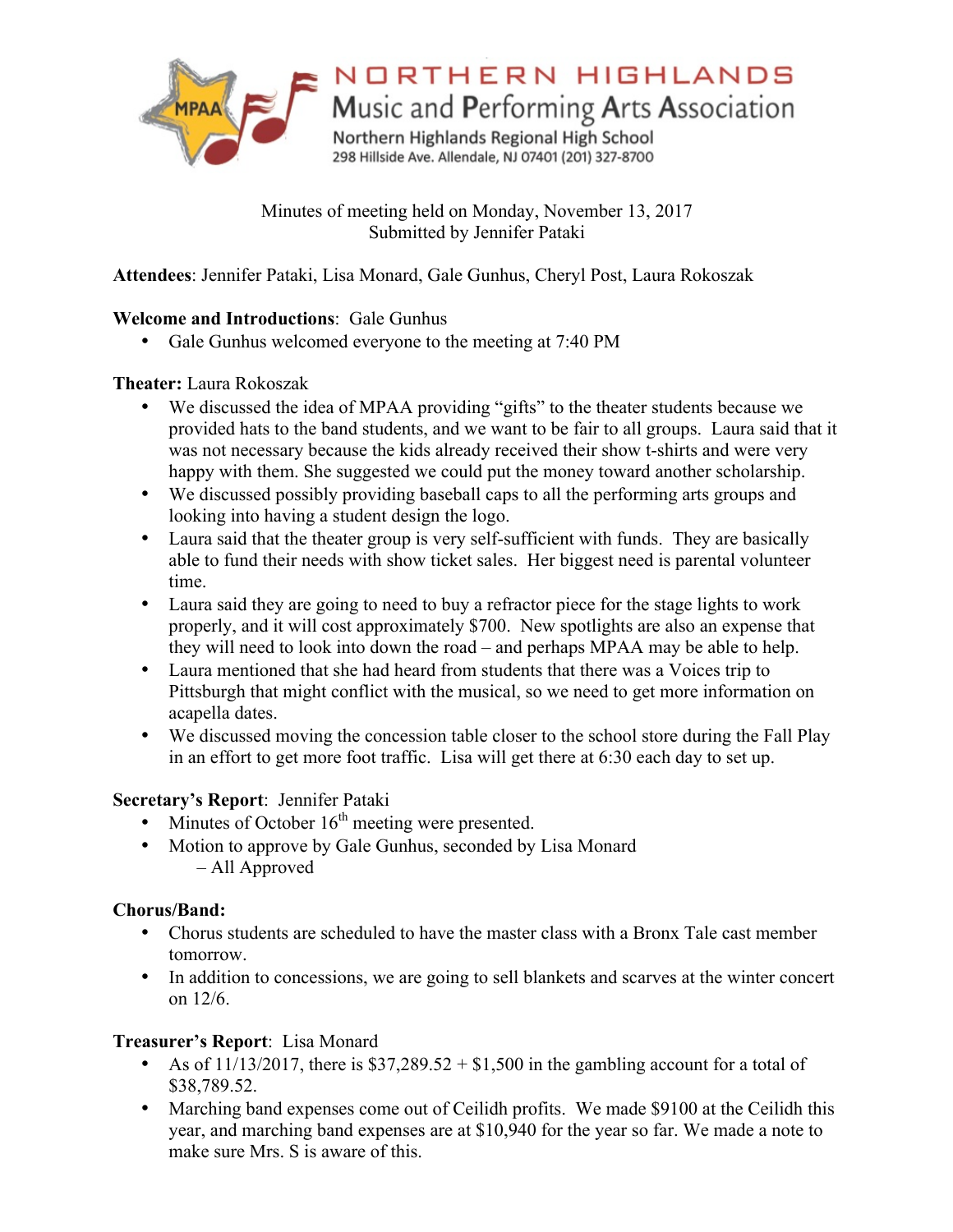# NORTHERN HIGHLANDS
## Music and Performing Arts Association
Northern Highlands Regional High School
298 Hillside Ave. Allendale, NJ 07401 (201) 327-8700

Minutes of meeting held on Monday, November 13, 2017
Submitted by Jennifer Pataki

**Attendees**: Jennifer Pataki, Lisa Monard, Gale Gunhus, Cheryl Post, Laura Rokoszak

**Welcome and Introductions**: Gale Gunhus

- Gale Gunhus welcomed everyone to the meeting at 7:40 PM

**Theater:** Laura Rokoszak

- We discussed the idea of MPAA providing "gifts" to the theater students because we provided hats to the band students, and we want to be fair to all groups. Laura said that it was not necessary because the kids already received their show t-shirts and were very happy with them. She suggested we could put the money toward another scholarship.
- We discussed possibly providing baseball caps to all the performing arts groups and looking into having a student design the logo.
- Laura said that the theater group is very self-sufficient with funds. They are basically able to fund their needs with show ticket sales. Her biggest need is parental volunteer time.
- Laura said they are going to need to buy a refractor piece for the stage lights to work properly, and it will cost approximately $700. New spotlights are also an expense that they will need to look into down the road – and perhaps MPAA may be able to help.
- Laura mentioned that she had heard from students that there was a Voices trip to Pittsburgh that might conflict with the musical, so we need to get more information on acapella dates.
- We discussed moving the concession table closer to the school store during the Fall Play in an effort to get more foot traffic. Lisa will get there at 6:30 each day to set up.

**Secretary's Report**: Jennifer Pataki

- Minutes of October 16th meeting were presented.
- Motion to approve by Gale Gunhus, seconded by Lisa Monard
  - All Approved

**Chorus/Band:**

- Chorus students are scheduled to have the master class with a Bronx Tale cast member tomorrow.
- In addition to concessions, we are going to sell blankets and scarves at the winter concert on 12/6.

**Treasurer's Report**: Lisa Monard

- As of 11/13/2017, there is $37,289.52 + $1,500 in the gambling account for a total of $38,789.52.
- Marching band expenses come out of Ceilidh profits. We made $9100 at the Ceilidh this year, and marching band expenses are at $10,940 for the year so far. We made a note to make sure Mrs. S is aware of this.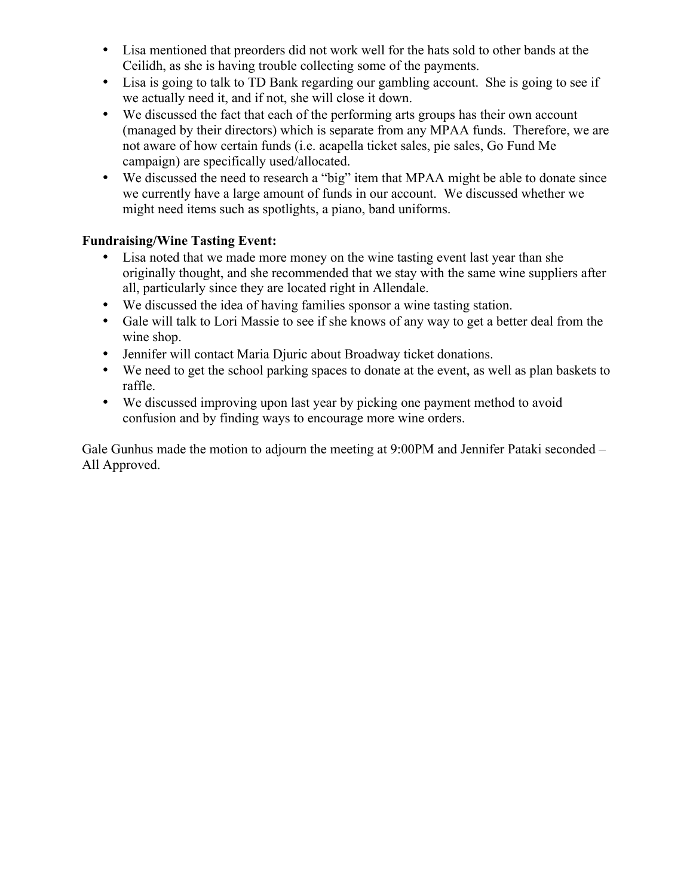- Lisa mentioned that preorders did not work well for the hats sold to other bands at the Ceilidh, as she is having trouble collecting some of the payments.
- Lisa is going to talk to TD Bank regarding our gambling account. She is going to see if we actually need it, and if not, she will close it down.
- We discussed the fact that each of the performing arts groups has their own account (managed by their directors) which is separate from any MPAA funds. Therefore, we are not aware of how certain funds (i.e. acapella ticket sales, pie sales, Go Fund Me campaign) are specifically used/allocated.
- We discussed the need to research a "big" item that MPAA might be able to donate since we currently have a large amount of funds in our account. We discussed whether we might need items such as spotlights, a piano, band uniforms.

**Fundraising/Wine Tasting Event:**

- Lisa noted that we made more money on the wine tasting event last year than she originally thought, and she recommended that we stay with the same wine suppliers after all, particularly since they are located right in Allendale.
- We discussed the idea of having families sponsor a wine tasting station.
- Gale will talk to Lori Massie to see if she knows of any way to get a better deal from the wine shop.
- Jennifer will contact Maria Djuric about Broadway ticket donations.
- We need to get the school parking spaces to donate at the event, as well as plan baskets to raffle.
- We discussed improving upon last year by picking one payment method to avoid confusion and by finding ways to encourage more wine orders.

Gale Gunhus made the motion to adjourn the meeting at 9:00PM and Jennifer Pataki seconded – All Approved.